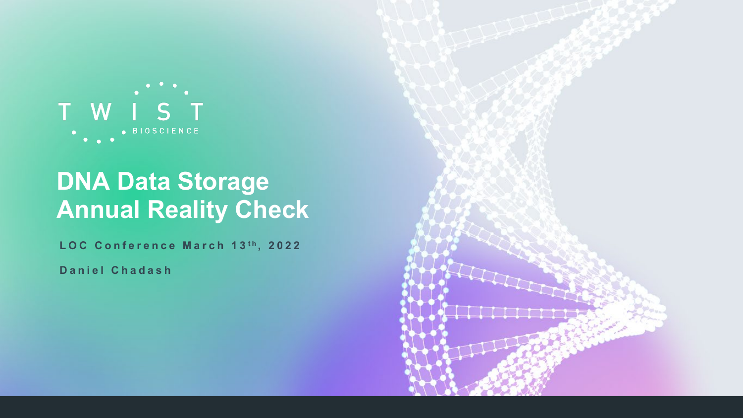TWIST BIOSCIENCE

# DNA Data Storage Annual Reality Check

**LOC Conference March 13th, 2022**

**Daniel Chadash**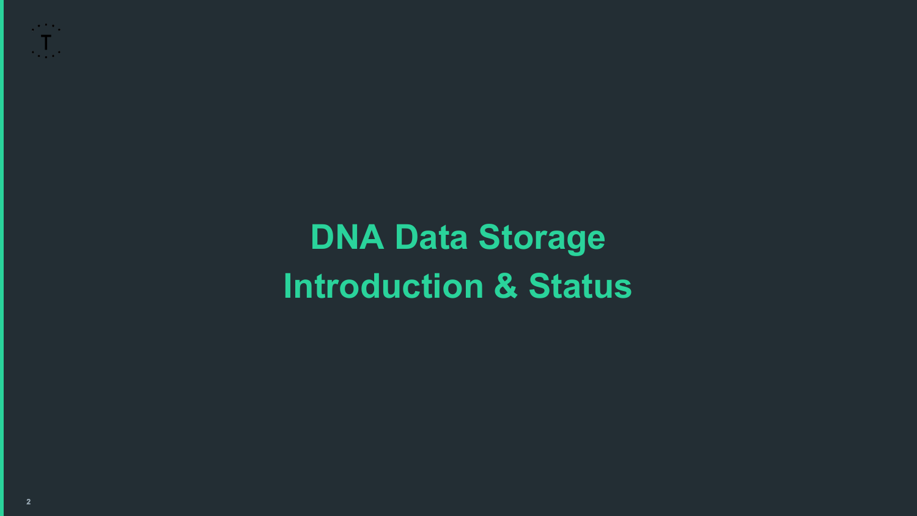# DNA Data Storage
# Introduction & Status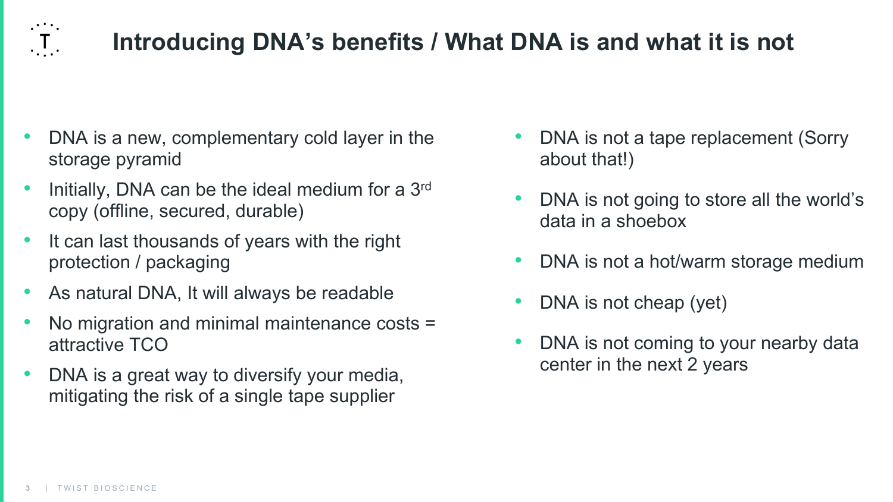# Introducing DNA's benefits / What DNA is and what it is not

- DNA is a new, complementary cold layer in the storage pyramid
- Initially, DNA can be the ideal medium for a 3rd copy (offline, secured, durable)
- It can last thousands of years with the right protection / packaging
- As natural DNA, It will always be readable
- No migration and minimal maintenance costs = attractive TCO
- DNA is a great way to diversify your media, mitigating the risk of a single tape supplier

- DNA is not a tape replacement (Sorry about that!)
- DNA is not going to store all the world's data in a shoebox
- DNA is not a hot/warm storage medium
- DNA is not cheap (yet)
- DNA is not coming to your nearby data center in the next 2 years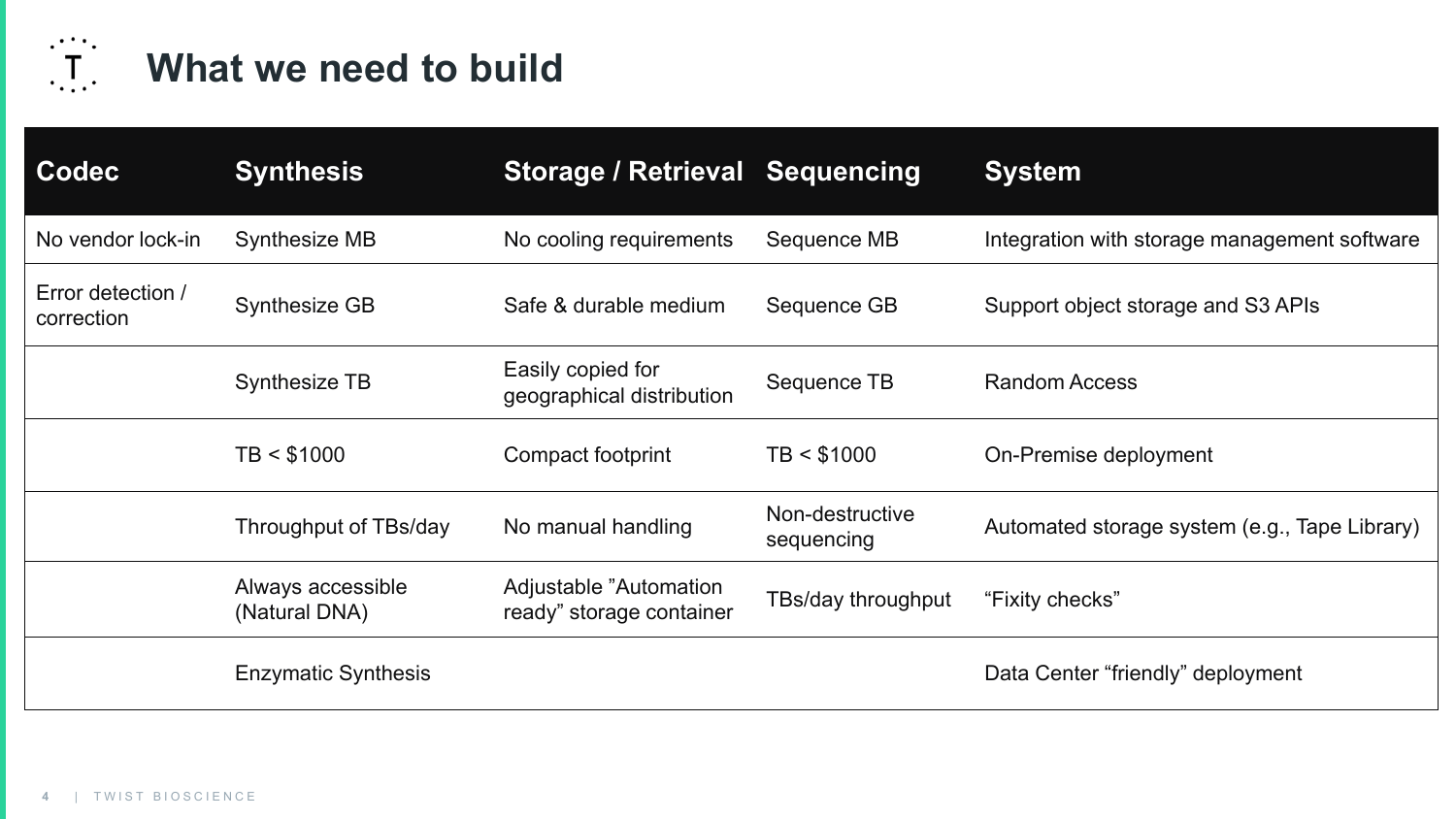# What we need to build

| Codec | Synthesis | Storage / Retrieval | Sequencing | System |
|---|---|---|---|---|
| No vendor lock-in | Synthesize MB | No cooling requirements | Sequence MB | Integration with storage management software |
| Error detection / correction | Synthesize GB | Safe & durable medium | Sequence GB | Support object storage and S3 APIs |
| | Synthesize TB | Easily copied for geographical distribution | Sequence TB | Random Access |
| | TB < $1000 | Compact footprint | TB < $1000 | On-Premise deployment |
| | Throughput of TBs/day | No manual handling | Non-destructive sequencing | Automated storage system (e.g., Tape Library) |
| | Always accessible (Natural DNA) | Adjustable ”Automation ready” storage container | TBs/day throughput | “Fixity checks” |
| | Enzymatic Synthesis | | | Data Center “friendly” deployment |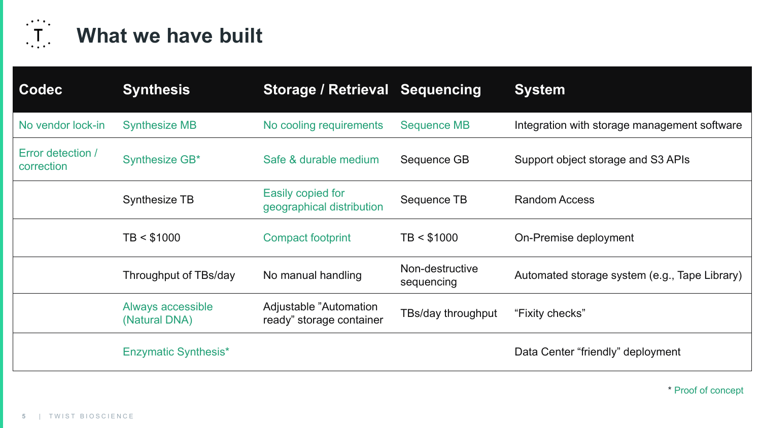# What we have built

| Codec | Synthesis | Storage / Retrieval | Sequencing | System |
|---|---|---|---|---|
| No vendor lock-in | Synthesize MB | No cooling requirements | Sequence MB | Integration with storage management software |
| Error detection / correction | Synthesize GB* | Safe & durable medium | Sequence GB | Support object storage and S3 APIs |
| | Synthesize TB | Easily copied for geographical distribution | Sequence TB | Random Access |
| | TB < $1000 | Compact footprint | TB < $1000 | On-Premise deployment |
| | Throughput of TBs/day | No manual handling | Non-destructive sequencing | Automated storage system (e.g., Tape Library) |
| | Always accessible (Natural DNA) | Adjustable "Automation ready" storage container | TBs/day throughput | "Fixity checks" |
| | Enzymatic Synthesis* | | | Data Center "friendly" deployment |

\* Proof of concept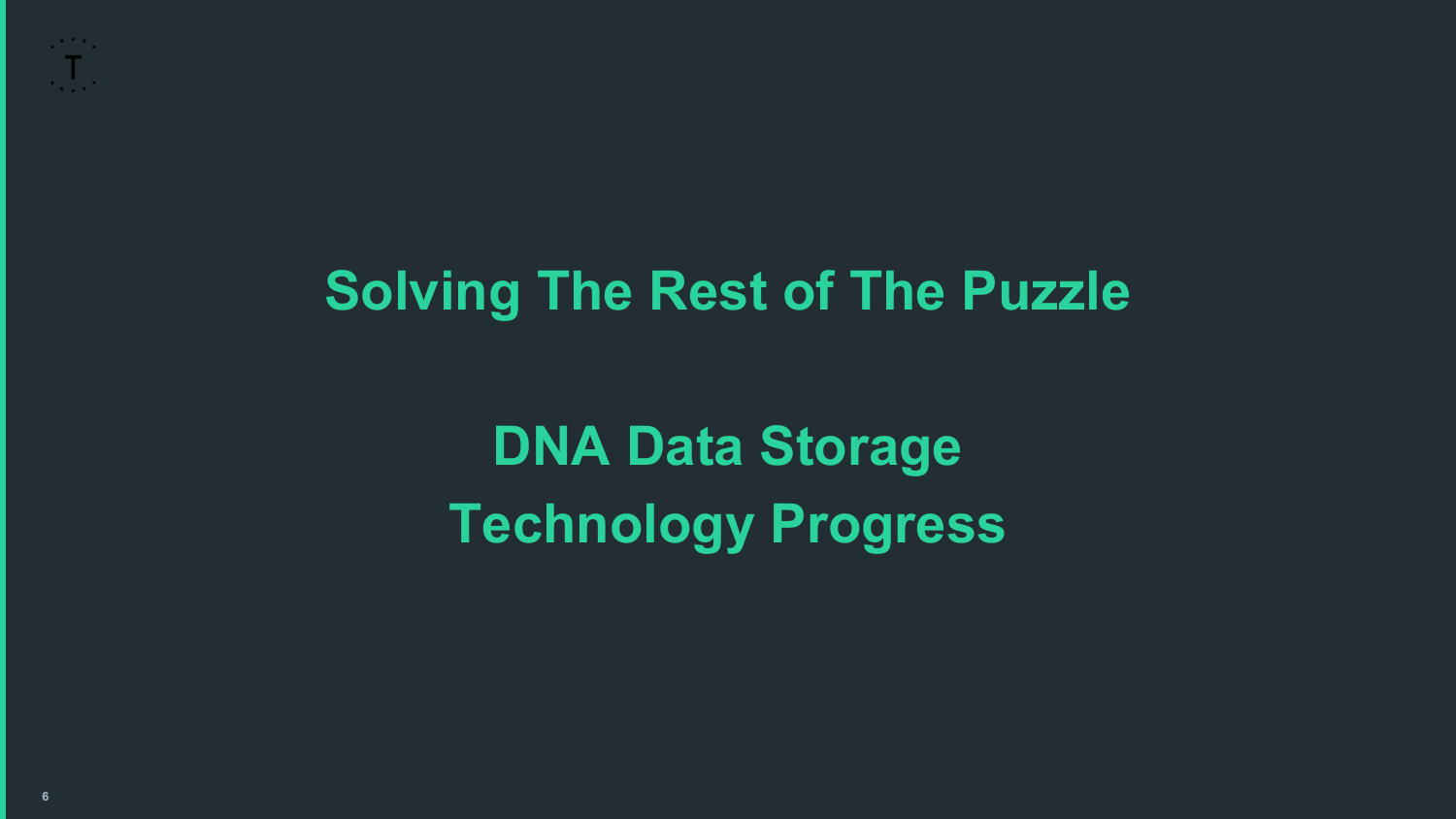# Solving The Rest of The Puzzle

## DNA Data Storage Technology Progress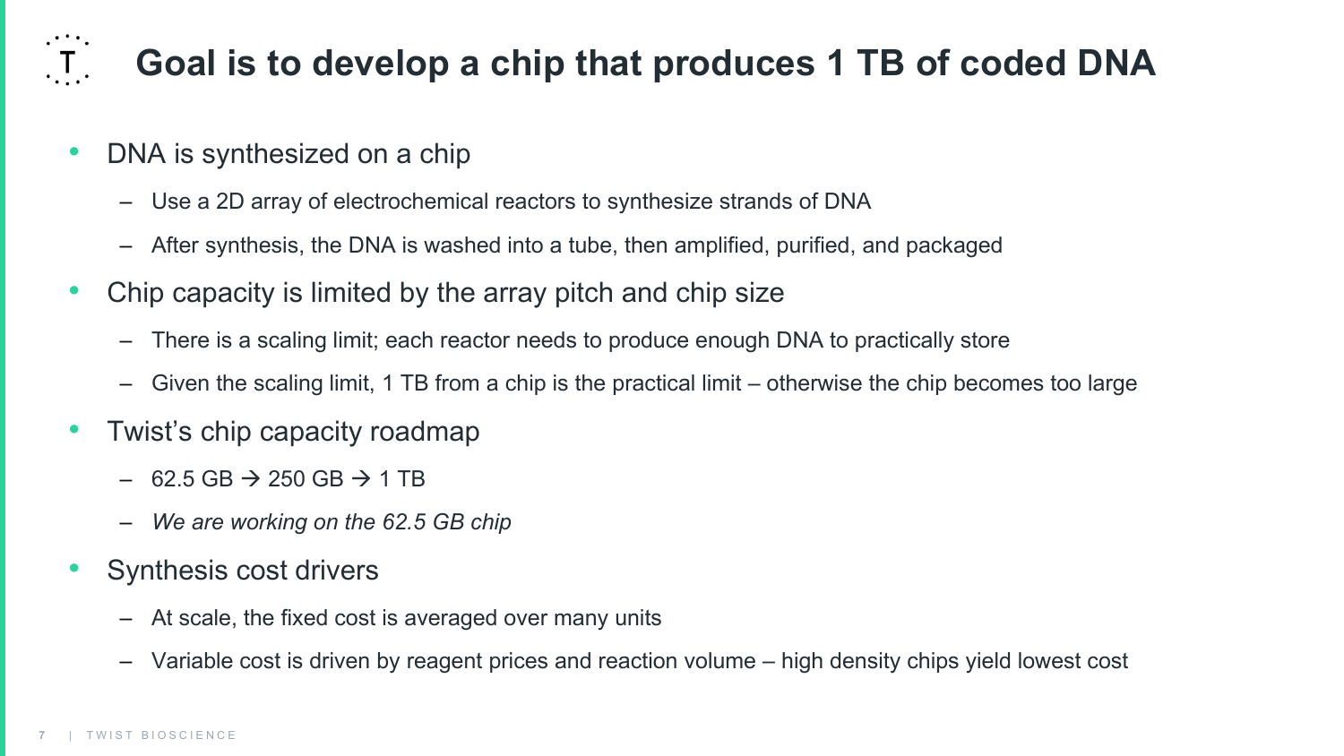# Goal is to develop a chip that produces 1 TB of coded DNA

- DNA is synthesized on a chip
  - Use a 2D array of electrochemical reactors to synthesize strands of DNA
  - After synthesis, the DNA is washed into a tube, then amplified, purified, and packaged
- Chip capacity is limited by the array pitch and chip size
  - There is a scaling limit; each reactor needs to produce enough DNA to practically store
  - Given the scaling limit, 1 TB from a chip is the practical limit – otherwise the chip becomes too large
- Twist's chip capacity roadmap
  - 62.5 GB → 250 GB → 1 TB
  - *We are working on the 62.5 GB chip*
- Synthesis cost drivers
  - At scale, the fixed cost is averaged over many units
  - Variable cost is driven by reagent prices and reaction volume – high density chips yield lowest cost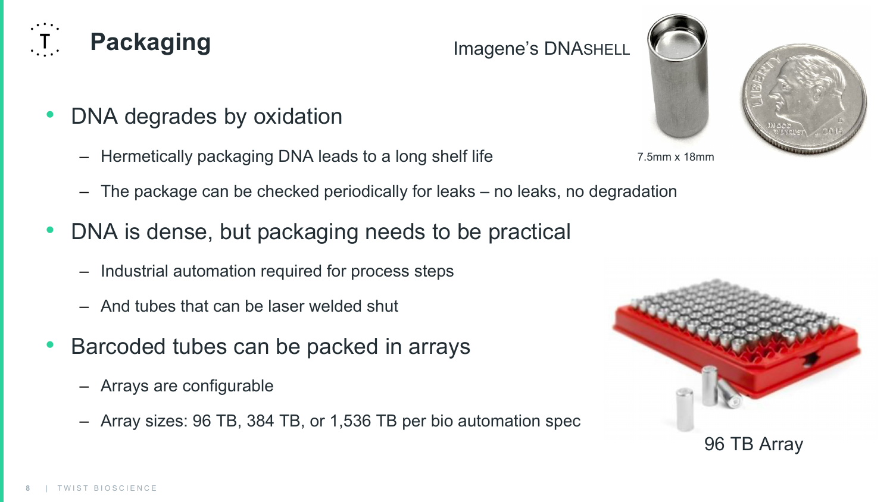# Packaging

Imagene's DNAshell

7.5mm x 18mm

- DNA degrades by oxidation
  - Hermetically packaging DNA leads to a long shelf life
  - The package can be checked periodically for leaks – no leaks, no degradation
- DNA is dense, but packaging needs to be practical
  - Industrial automation required for process steps
  - And tubes that can be laser welded shut
- Barcoded tubes can be packed in arrays
  - Arrays are configurable
  - Array sizes: 96 TB, 384 TB, or 1,536 TB per bio automation spec

96 TB Array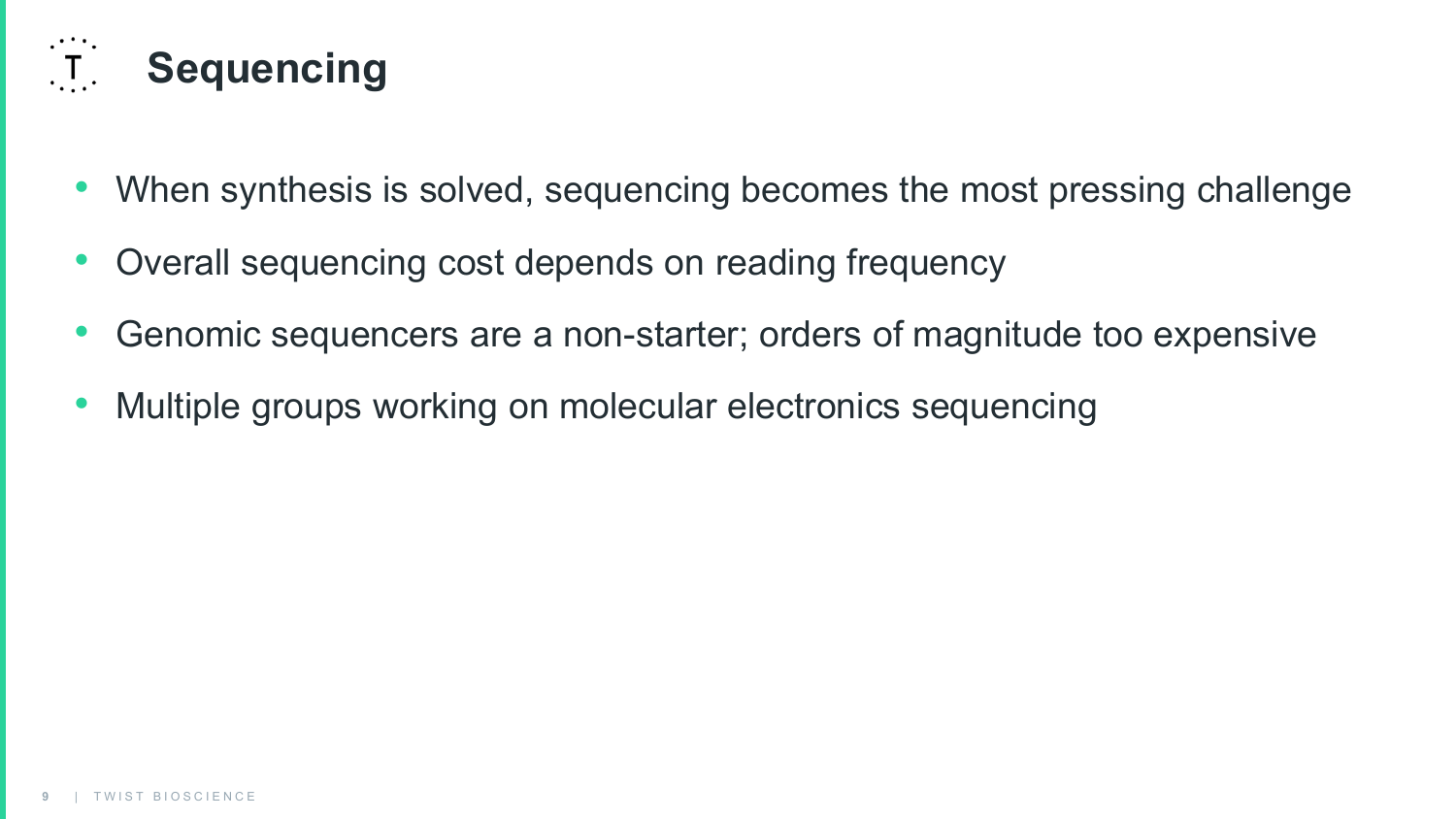# Sequencing

- When synthesis is solved, sequencing becomes the most pressing challenge
- Overall sequencing cost depends on reading frequency
- Genomic sequencers are a non-starter; orders of magnitude too expensive
- Multiple groups working on molecular electronics sequencing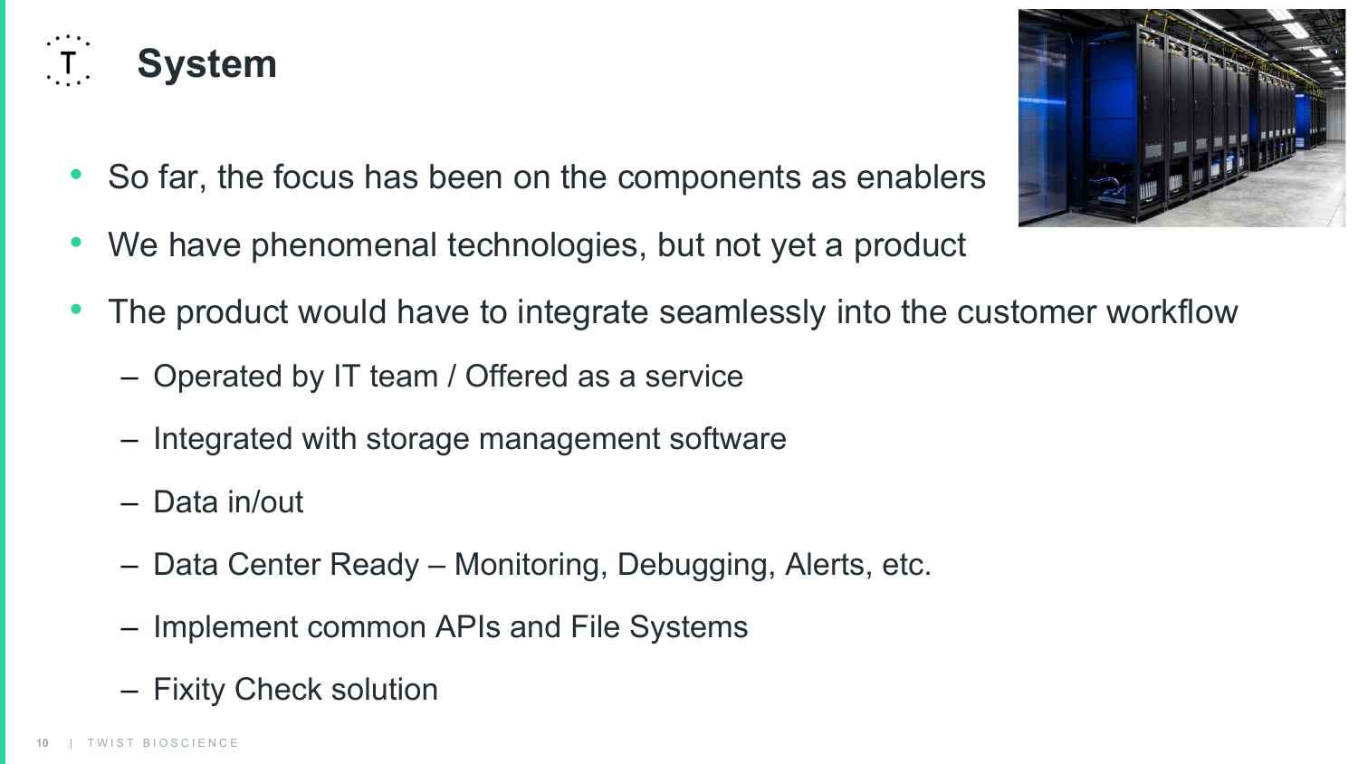# System

- So far, the focus has been on the components as enablers
- We have phenomenal technologies, but not yet a product
- The product would have to integrate seamlessly into the customer workflow
  - Operated by IT team / Offered as a service
  - Integrated with storage management software
  - Data in/out
  - Data Center Ready – Monitoring, Debugging, Alerts, etc.
  - Implement common APIs and File Systems
  - Fixity Check solution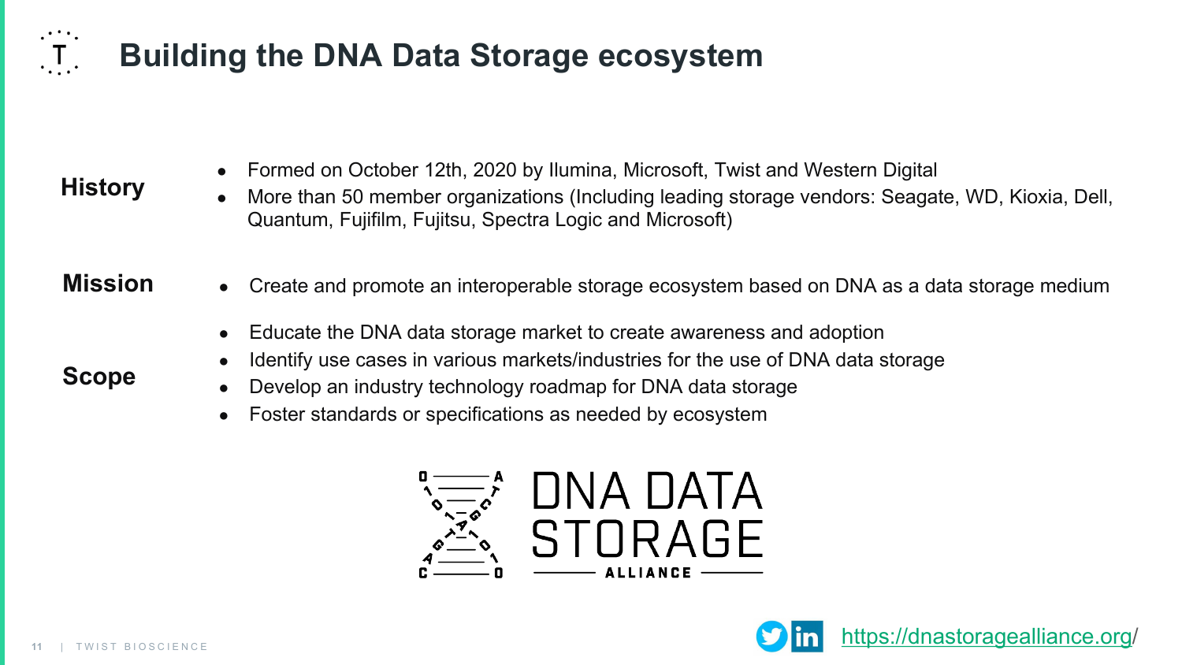# Building the DNA Data Storage ecosystem

**History**

- Formed on October 12th, 2020 by Ilumina, Microsoft, Twist and Western Digital
- More than 50 member organizations (Including leading storage vendors: Seagate, WD, Kioxia, Dell, Quantum, Fujifilm, Fujitsu, Spectra Logic and Microsoft)

**Mission**

- Create and promote an interoperable storage ecosystem based on DNA as a data storage medium

**Scope**

- Educate the DNA data storage market to create awareness and adoption
- Identify use cases in various markets/industries for the use of DNA data storage
- Develop an industry technology roadmap for DNA data storage
- Foster standards or specifications as needed by ecosystem

DNA DATA STORAGE ALLIANCE

https://dnastoragealliance.org/